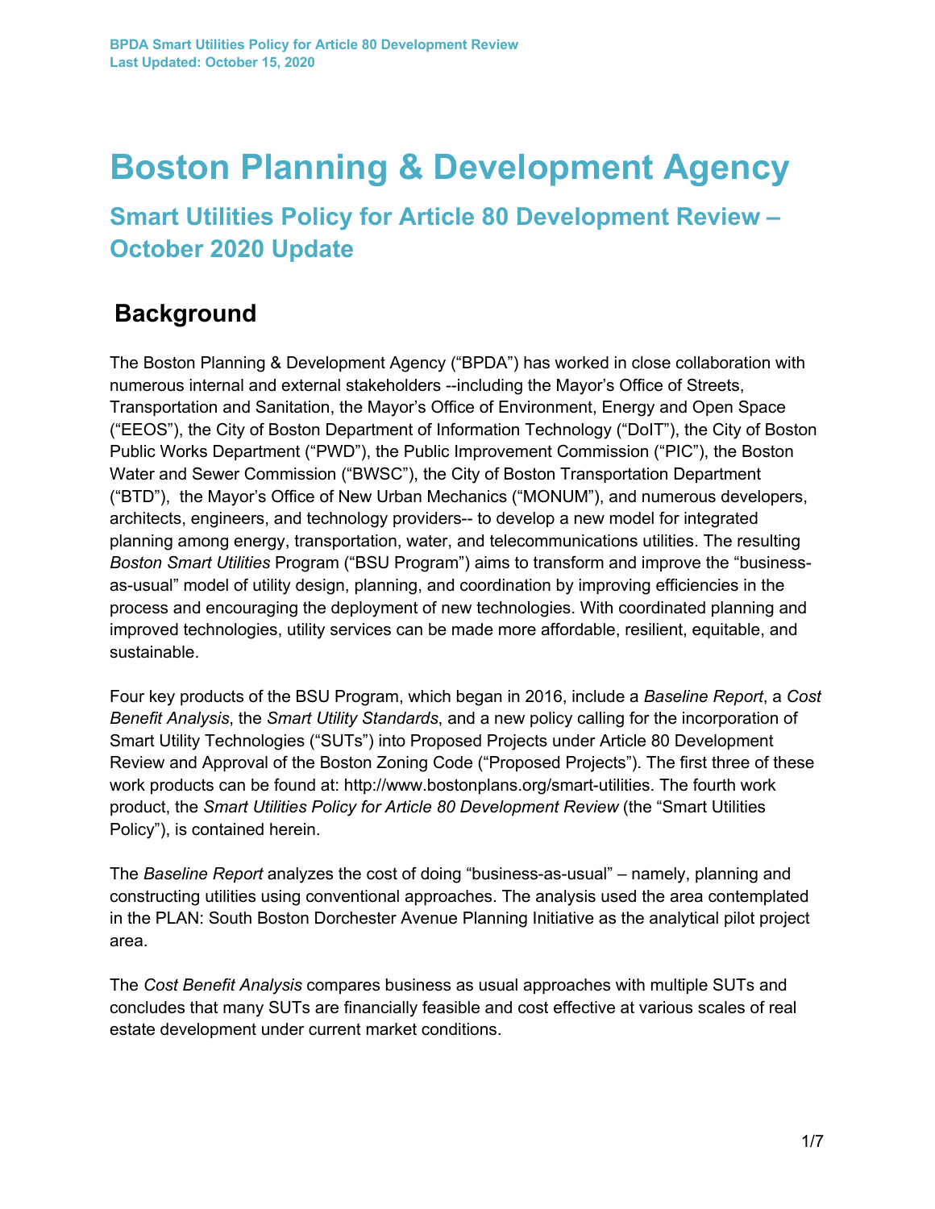# Boston Planning & Development Agency

## Smart Utilities Policy for Article 80 Development Review – October 2020 Update

## Background

The Boston Planning & Development Agency ("BPDA") has worked in close collaboration with numerous internal and external stakeholders --including the Mayor's Office of Streets, Transportation and Sanitation, the Mayor's Office of Environment, Energy and Open Space ("EEOS"), the City of Boston Department of Information Technology ("DoIT"), the City of Boston Public Works Department ("PWD"), the Public Improvement Commission ("PIC"), the Boston Water and Sewer Commission ("BWSC"), the City of Boston Transportation Department ("BTD"), the Mayor's Office of New Urban Mechanics ("MONUM"), and numerous developers, architects, engineers, and technology providers-- to develop a new model for integrated planning among energy, transportation, water, and telecommunications utilities. The resulting *Boston Smart Utilities* Program ("BSU Program") aims to transform and improve the "business-as-usual" model of utility design, planning, and coordination by improving efficiencies in the process and encouraging the deployment of new technologies. With coordinated planning and improved technologies, utility services can be made more affordable, resilient, equitable, and sustainable.

Four key products of the BSU Program, which began in 2016, include a *Baseline Report*, a *Cost Benefit Analysis*, the *Smart Utility Standards*, and a new policy calling for the incorporation of Smart Utility Technologies ("SUTs") into Proposed Projects under Article 80 Development Review and Approval of the Boston Zoning Code ("Proposed Projects"). The first three of these work products can be found at: http://www.bostonplans.org/smart-utilities. The fourth work product, the *Smart Utilities Policy for Article 80 Development Review* (the "Smart Utilities Policy"), is contained herein.

The *Baseline Report* analyzes the cost of doing "business-as-usual" – namely, planning and constructing utilities using conventional approaches. The analysis used the area contemplated in the PLAN: South Boston Dorchester Avenue Planning Initiative as the analytical pilot project area.

The *Cost Benefit Analysis* compares business as usual approaches with multiple SUTs and concludes that many SUTs are financially feasible and cost effective at various scales of real estate development under current market conditions.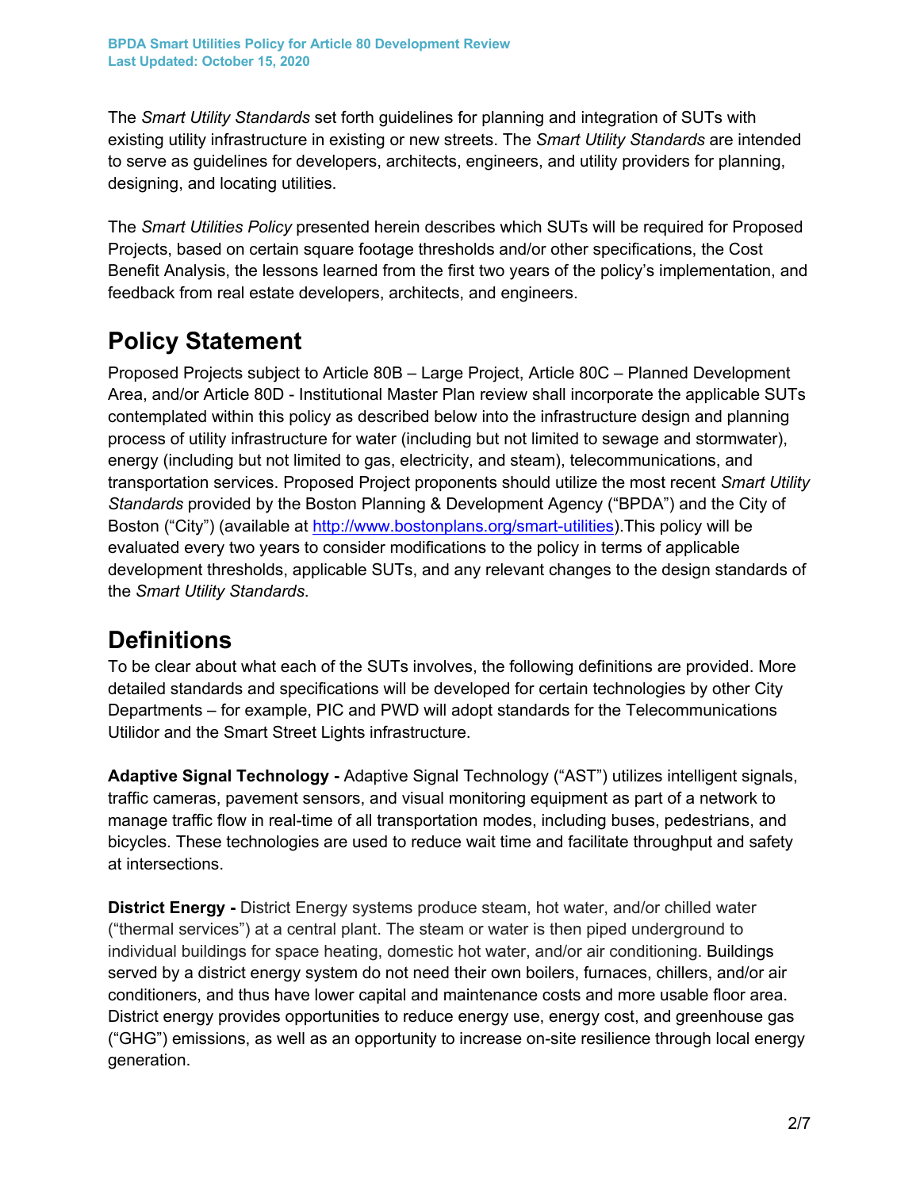The *Smart Utility Standards* set forth guidelines for planning and integration of SUTs with existing utility infrastructure in existing or new streets. The *Smart Utility Standards* are intended to serve as guidelines for developers, architects, engineers, and utility providers for planning, designing, and locating utilities.

The *Smart Utilities Policy* presented herein describes which SUTs will be required for Proposed Projects, based on certain square footage thresholds and/or other specifications, the Cost Benefit Analysis, the lessons learned from the first two years of the policy's implementation, and feedback from real estate developers, architects, and engineers.

## Policy Statement

Proposed Projects subject to Article 80B – Large Project, Article 80C – Planned Development Area, and/or Article 80D - Institutional Master Plan review shall incorporate the applicable SUTs contemplated within this policy as described below into the infrastructure design and planning process of utility infrastructure for water (including but not limited to sewage and stormwater), energy (including but not limited to gas, electricity, and steam), telecommunications, and transportation services. Proposed Project proponents should utilize the most recent *Smart Utility Standards* provided by the Boston Planning & Development Agency ("BPDA") and the City of Boston ("City") (available at [http://www.bostonplans.org/smart-utilities](http://www.bostonplans.org/smart-utilities)).This policy will be evaluated every two years to consider modifications to the policy in terms of applicable development thresholds, applicable SUTs, and any relevant changes to the design standards of the *Smart Utility Standards*.

## Definitions

To be clear about what each of the SUTs involves, the following definitions are provided. More detailed standards and specifications will be developed for certain technologies by other City Departments – for example, PIC and PWD will adopt standards for the Telecommunications Utilidor and the Smart Street Lights infrastructure.

**Adaptive Signal Technology -** Adaptive Signal Technology ("AST") utilizes intelligent signals, traffic cameras, pavement sensors, and visual monitoring equipment as part of a network to manage traffic flow in real-time of all transportation modes, including buses, pedestrians, and bicycles. These technologies are used to reduce wait time and facilitate throughput and safety at intersections.

**District Energy -** District Energy systems produce steam, hot water, and/or chilled water ("thermal services") at a central plant. The steam or water is then piped underground to individual buildings for space heating, domestic hot water, and/or air conditioning. Buildings served by a district energy system do not need their own boilers, furnaces, chillers, and/or air conditioners, and thus have lower capital and maintenance costs and more usable floor area. District energy provides opportunities to reduce energy use, energy cost, and greenhouse gas ("GHG") emissions, as well as an opportunity to increase on-site resilience through local energy generation.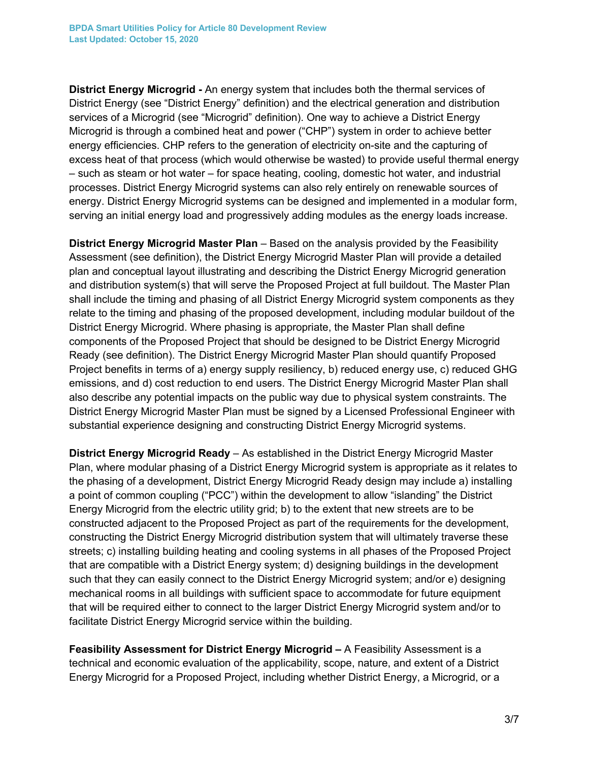**District Energy Microgrid -** An energy system that includes both the thermal services of District Energy (see "District Energy" definition) and the electrical generation and distribution services of a Microgrid (see "Microgrid" definition). One way to achieve a District Energy Microgrid is through a combined heat and power ("CHP") system in order to achieve better energy efficiencies. CHP refers to the generation of electricity on-site and the capturing of excess heat of that process (which would otherwise be wasted) to provide useful thermal energy – such as steam or hot water – for space heating, cooling, domestic hot water, and industrial processes. District Energy Microgrid systems can also rely entirely on renewable sources of energy. District Energy Microgrid systems can be designed and implemented in a modular form, serving an initial energy load and progressively adding modules as the energy loads increase.

**District Energy Microgrid Master Plan** – Based on the analysis provided by the Feasibility Assessment (see definition), the District Energy Microgrid Master Plan will provide a detailed plan and conceptual layout illustrating and describing the District Energy Microgrid generation and distribution system(s) that will serve the Proposed Project at full buildout. The Master Plan shall include the timing and phasing of all District Energy Microgrid system components as they relate to the timing and phasing of the proposed development, including modular buildout of the District Energy Microgrid. Where phasing is appropriate, the Master Plan shall define components of the Proposed Project that should be designed to be District Energy Microgrid Ready (see definition). The District Energy Microgrid Master Plan should quantify Proposed Project benefits in terms of a) energy supply resiliency, b) reduced energy use, c) reduced GHG emissions, and d) cost reduction to end users. The District Energy Microgrid Master Plan shall also describe any potential impacts on the public way due to physical system constraints. The District Energy Microgrid Master Plan must be signed by a Licensed Professional Engineer with substantial experience designing and constructing District Energy Microgrid systems.

**District Energy Microgrid Ready** – As established in the District Energy Microgrid Master Plan, where modular phasing of a District Energy Microgrid system is appropriate as it relates to the phasing of a development, District Energy Microgrid Ready design may include a) installing a point of common coupling ("PCC") within the development to allow "islanding" the District Energy Microgrid from the electric utility grid; b) to the extent that new streets are to be constructed adjacent to the Proposed Project as part of the requirements for the development, constructing the District Energy Microgrid distribution system that will ultimately traverse these streets; c) installing building heating and cooling systems in all phases of the Proposed Project that are compatible with a District Energy system; d) designing buildings in the development such that they can easily connect to the District Energy Microgrid system; and/or e) designing mechanical rooms in all buildings with sufficient space to accommodate for future equipment that will be required either to connect to the larger District Energy Microgrid system and/or to facilitate District Energy Microgrid service within the building.

**Feasibility Assessment for District Energy Microgrid –** A Feasibility Assessment is a technical and economic evaluation of the applicability, scope, nature, and extent of a District Energy Microgrid for a Proposed Project, including whether District Energy, a Microgrid, or a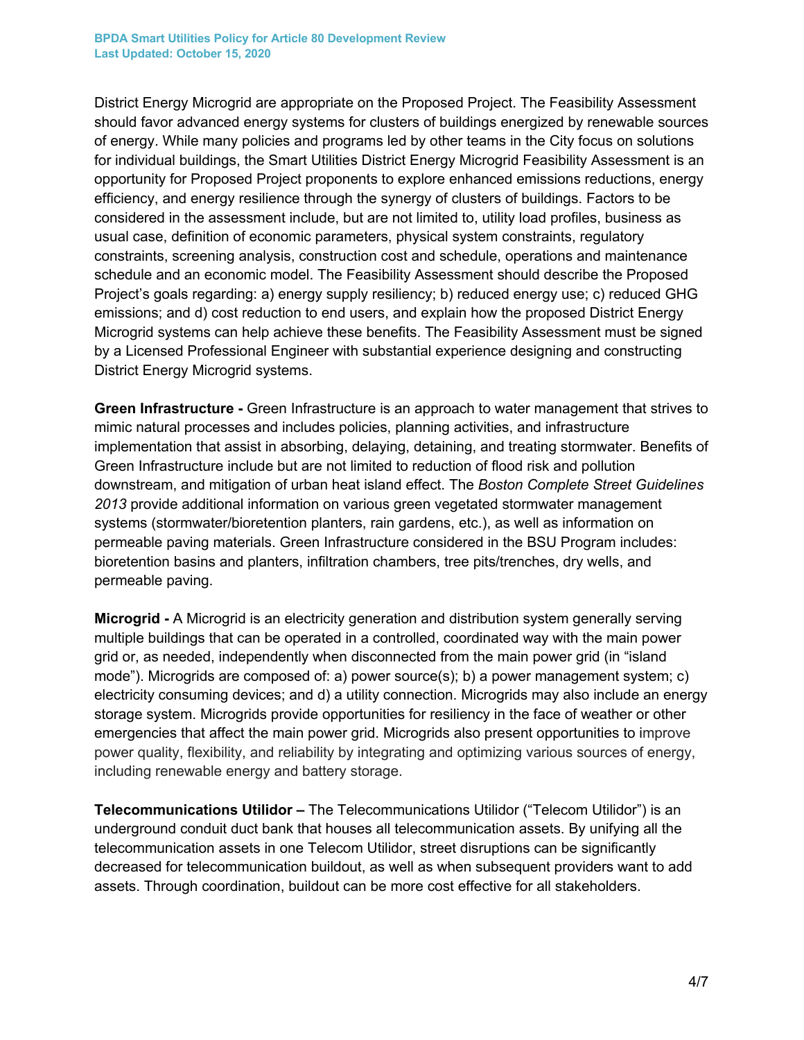District Energy Microgrid are appropriate on the Proposed Project. The Feasibility Assessment should favor advanced energy systems for clusters of buildings energized by renewable sources of energy. While many policies and programs led by other teams in the City focus on solutions for individual buildings, the Smart Utilities District Energy Microgrid Feasibility Assessment is an opportunity for Proposed Project proponents to explore enhanced emissions reductions, energy efficiency, and energy resilience through the synergy of clusters of buildings. Factors to be considered in the assessment include, but are not limited to, utility load profiles, business as usual case, definition of economic parameters, physical system constraints, regulatory constraints, screening analysis, construction cost and schedule, operations and maintenance schedule and an economic model. The Feasibility Assessment should describe the Proposed Project's goals regarding: a) energy supply resiliency; b) reduced energy use; c) reduced GHG emissions; and d) cost reduction to end users, and explain how the proposed District Energy Microgrid systems can help achieve these benefits. The Feasibility Assessment must be signed by a Licensed Professional Engineer with substantial experience designing and constructing District Energy Microgrid systems.

**Green Infrastructure -** Green Infrastructure is an approach to water management that strives to mimic natural processes and includes policies, planning activities, and infrastructure implementation that assist in absorbing, delaying, detaining, and treating stormwater. Benefits of Green Infrastructure include but are not limited to reduction of flood risk and pollution downstream, and mitigation of urban heat island effect. The *Boston Complete Street Guidelines 2013* provide additional information on various green vegetated stormwater management systems (stormwater/bioretention planters, rain gardens, etc.), as well as information on permeable paving materials. Green Infrastructure considered in the BSU Program includes: bioretention basins and planters, infiltration chambers, tree pits/trenches, dry wells, and permeable paving.

**Microgrid -** A Microgrid is an electricity generation and distribution system generally serving multiple buildings that can be operated in a controlled, coordinated way with the main power grid or, as needed, independently when disconnected from the main power grid (in "island mode"). Microgrids are composed of: a) power source(s); b) a power management system; c) electricity consuming devices; and d) a utility connection. Microgrids may also include an energy storage system. Microgrids provide opportunities for resiliency in the face of weather or other emergencies that affect the main power grid. Microgrids also present opportunities to improve power quality, flexibility, and reliability by integrating and optimizing various sources of energy, including renewable energy and battery storage.

**Telecommunications Utilidor –** The Telecommunications Utilidor ("Telecom Utilidor") is an underground conduit duct bank that houses all telecommunication assets. By unifying all the telecommunication assets in one Telecom Utilidor, street disruptions can be significantly decreased for telecommunication buildout, as well as when subsequent providers want to add assets. Through coordination, buildout can be more cost effective for all stakeholders.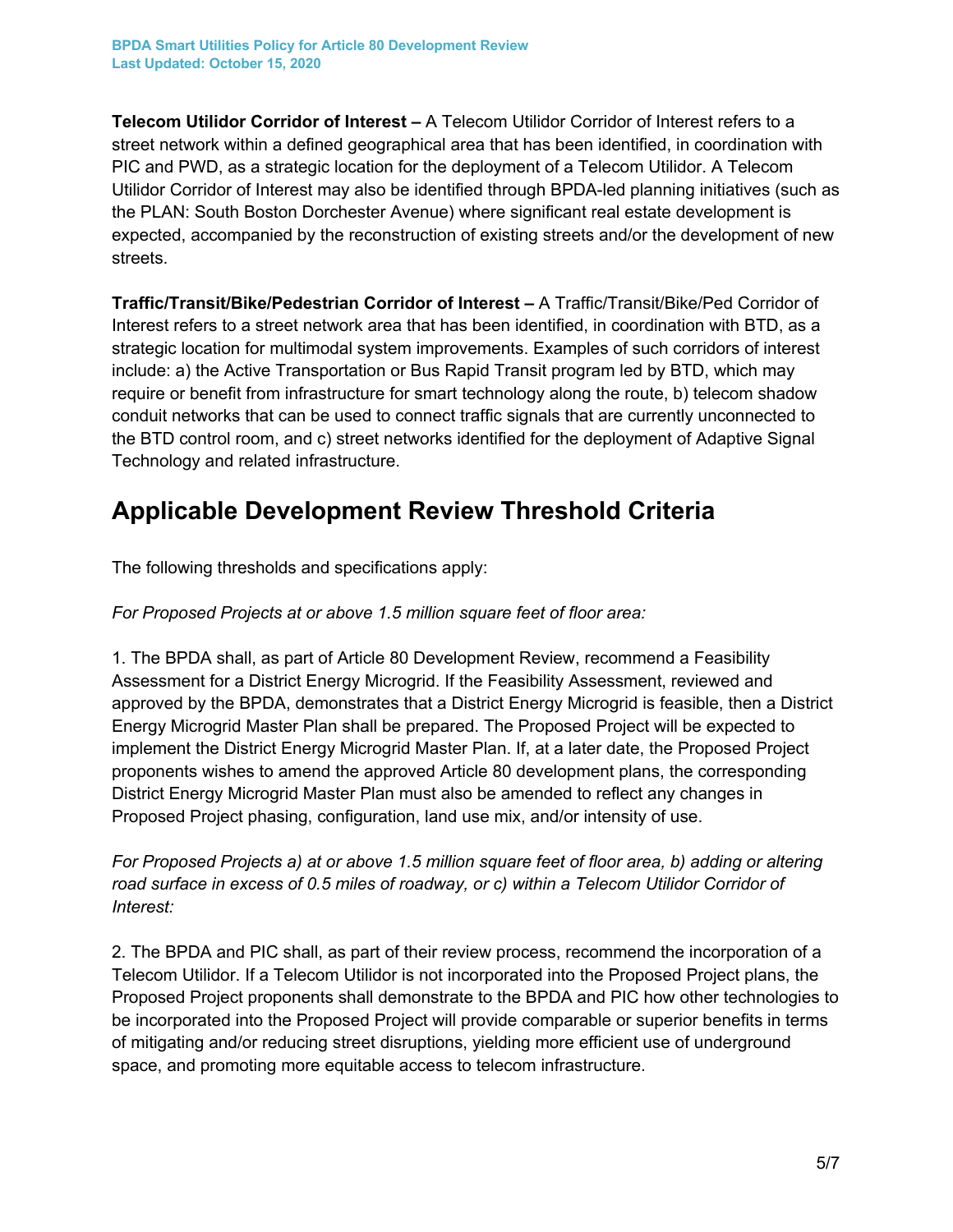**Telecom Utilidor Corridor of Interest –** A Telecom Utilidor Corridor of Interest refers to a street network within a defined geographical area that has been identified, in coordination with PIC and PWD, as a strategic location for the deployment of a Telecom Utilidor. A Telecom Utilidor Corridor of Interest may also be identified through BPDA-led planning initiatives (such as the PLAN: South Boston Dorchester Avenue) where significant real estate development is expected, accompanied by the reconstruction of existing streets and/or the development of new streets.

**Traffic/Transit/Bike/Pedestrian Corridor of Interest –** A Traffic/Transit/Bike/Ped Corridor of Interest refers to a street network area that has been identified, in coordination with BTD, as a strategic location for multimodal system improvements. Examples of such corridors of interest include: a) the Active Transportation or Bus Rapid Transit program led by BTD, which may require or benefit from infrastructure for smart technology along the route, b) telecom shadow conduit networks that can be used to connect traffic signals that are currently unconnected to the BTD control room, and c) street networks identified for the deployment of Adaptive Signal Technology and related infrastructure.

## Applicable Development Review Threshold Criteria

The following thresholds and specifications apply:

*For Proposed Projects at or above 1.5 million square feet of floor area:*

1. The BPDA shall, as part of Article 80 Development Review, recommend a Feasibility Assessment for a District Energy Microgrid. If the Feasibility Assessment, reviewed and approved by the BPDA, demonstrates that a District Energy Microgrid is feasible, then a District Energy Microgrid Master Plan shall be prepared. The Proposed Project will be expected to implement the District Energy Microgrid Master Plan. If, at a later date, the Proposed Project proponents wishes to amend the approved Article 80 development plans, the corresponding District Energy Microgrid Master Plan must also be amended to reflect any changes in Proposed Project phasing, configuration, land use mix, and/or intensity of use.

*For Proposed Projects a) at or above 1.5 million square feet of floor area, b) adding or altering road surface in excess of 0.5 miles of roadway, or c) within a Telecom Utilidor Corridor of Interest:*

2. The BPDA and PIC shall, as part of their review process, recommend the incorporation of a Telecom Utilidor. If a Telecom Utilidor is not incorporated into the Proposed Project plans, the Proposed Project proponents shall demonstrate to the BPDA and PIC how other technologies to be incorporated into the Proposed Project will provide comparable or superior benefits in terms of mitigating and/or reducing street disruptions, yielding more efficient use of underground space, and promoting more equitable access to telecom infrastructure.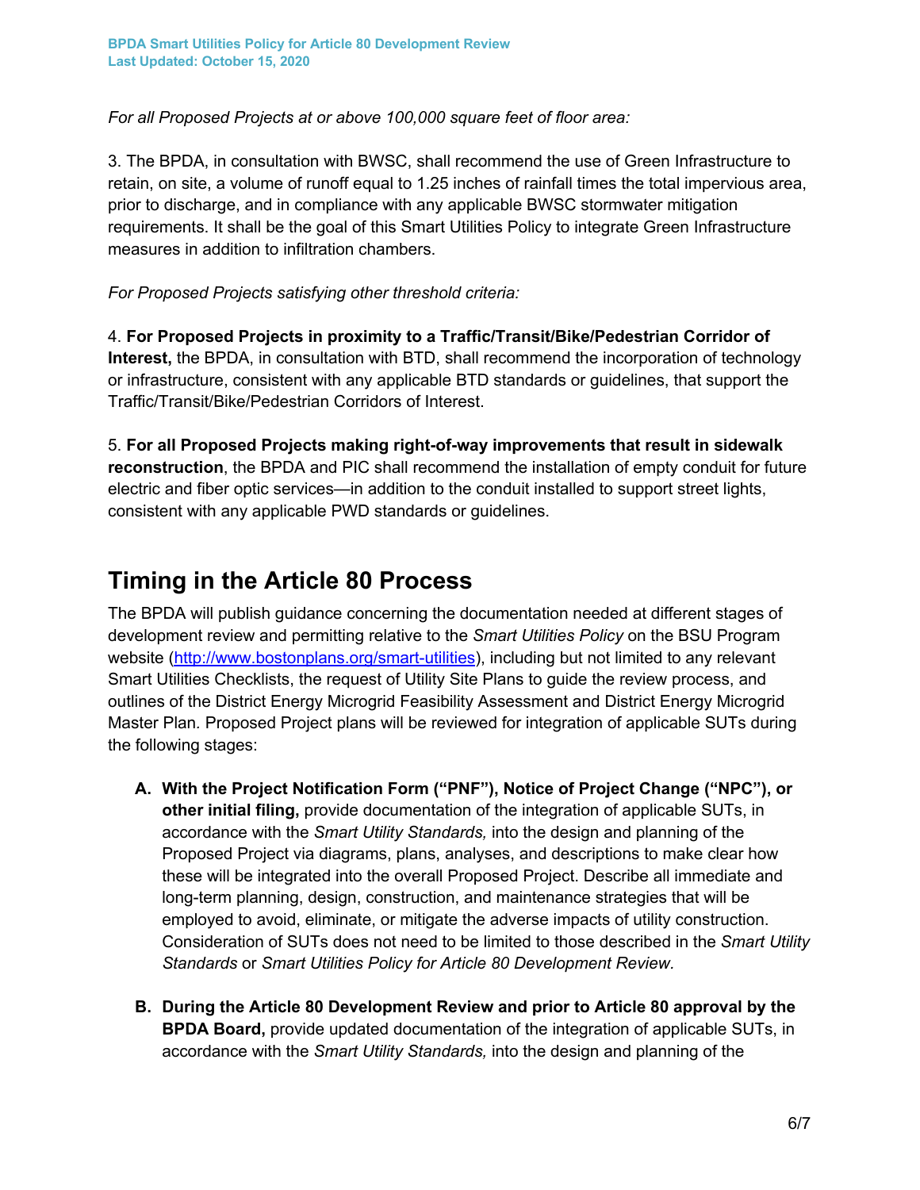*For all Proposed Projects at or above 100,000 square feet of floor area:*

3. The BPDA, in consultation with BWSC, shall recommend the use of Green Infrastructure to retain, on site, a volume of runoff equal to 1.25 inches of rainfall times the total impervious area, prior to discharge, and in compliance with any applicable BWSC stormwater mitigation requirements. It shall be the goal of this Smart Utilities Policy to integrate Green Infrastructure measures in addition to infiltration chambers.

*For Proposed Projects satisfying other threshold criteria:*

4. **For Proposed Projects in proximity to a Traffic/Transit/Bike/Pedestrian Corridor of Interest,** the BPDA, in consultation with BTD, shall recommend the incorporation of technology or infrastructure, consistent with any applicable BTD standards or guidelines, that support the Traffic/Transit/Bike/Pedestrian Corridors of Interest.

5. **For all Proposed Projects making right-of-way improvements that result in sidewalk reconstruction**, the BPDA and PIC shall recommend the installation of empty conduit for future electric and fiber optic services—in addition to the conduit installed to support street lights, consistent with any applicable PWD standards or guidelines.

## Timing in the Article 80 Process

The BPDA will publish guidance concerning the documentation needed at different stages of development review and permitting relative to the *Smart Utilities Policy* on the BSU Program website (http://www.bostonplans.org/smart-utilities), including but not limited to any relevant Smart Utilities Checklists, the request of Utility Site Plans to guide the review process, and outlines of the District Energy Microgrid Feasibility Assessment and District Energy Microgrid Master Plan. Proposed Project plans will be reviewed for integration of applicable SUTs during the following stages:

A. **With the Project Notification Form ("PNF"), Notice of Project Change ("NPC"), or other initial filing,** provide documentation of the integration of applicable SUTs, in accordance with the *Smart Utility Standards,* into the design and planning of the Proposed Project via diagrams, plans, analyses, and descriptions to make clear how these will be integrated into the overall Proposed Project. Describe all immediate and long-term planning, design, construction, and maintenance strategies that will be employed to avoid, eliminate, or mitigate the adverse impacts of utility construction. Consideration of SUTs does not need to be limited to those described in the *Smart Utility Standards* or *Smart Utilities Policy for Article 80 Development Review.*

B. **During the Article 80 Development Review and prior to Article 80 approval by the BPDA Board,** provide updated documentation of the integration of applicable SUTs, in accordance with the *Smart Utility Standards,* into the design and planning of the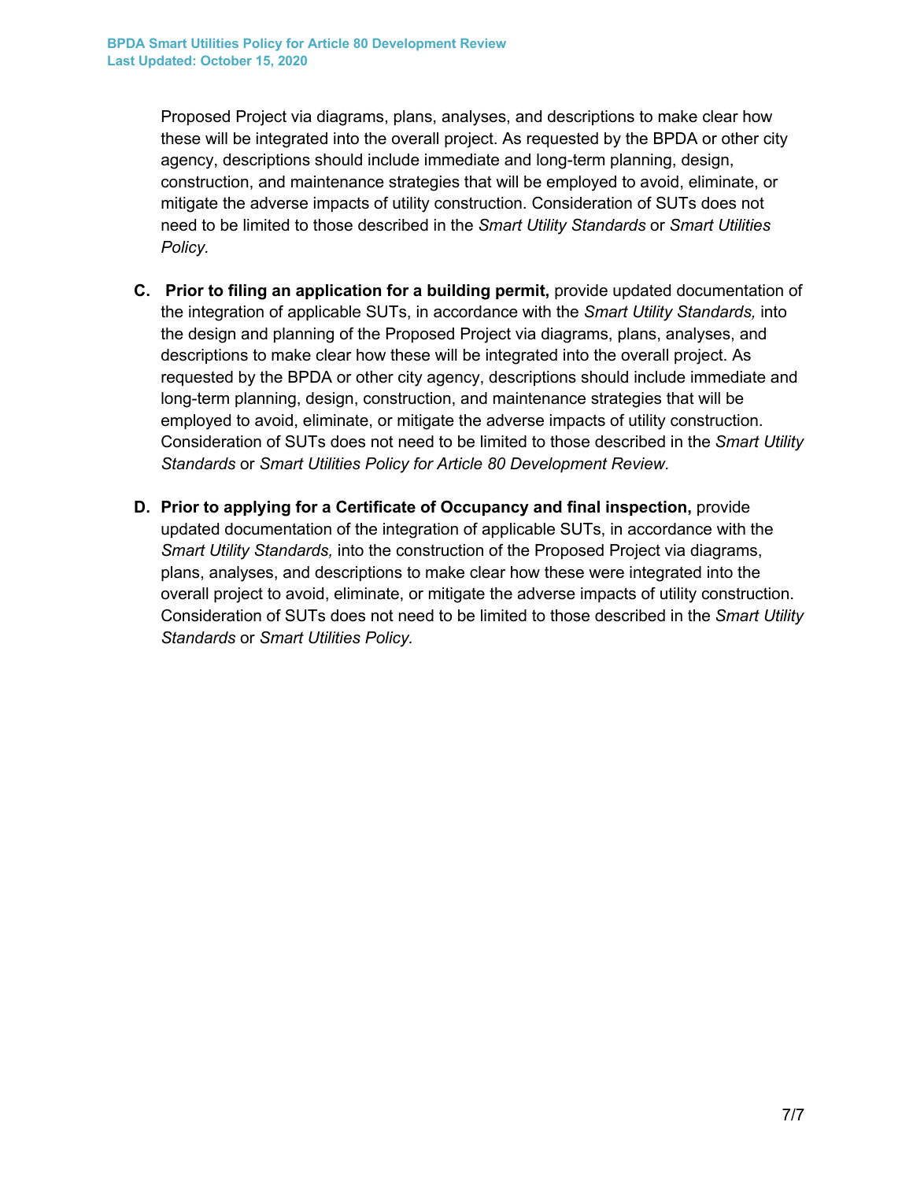Proposed Project via diagrams, plans, analyses, and descriptions to make clear how these will be integrated into the overall project. As requested by the BPDA or other city agency, descriptions should include immediate and long-term planning, design, construction, and maintenance strategies that will be employed to avoid, eliminate, or mitigate the adverse impacts of utility construction. Consideration of SUTs does not need to be limited to those described in the *Smart Utility Standards* or *Smart Utilities Policy.*

C. **Prior to filing an application for a building permit,** provide updated documentation of the integration of applicable SUTs, in accordance with the *Smart Utility Standards,* into the design and planning of the Proposed Project via diagrams, plans, analyses, and descriptions to make clear how these will be integrated into the overall project. As requested by the BPDA or other city agency, descriptions should include immediate and long-term planning, design, construction, and maintenance strategies that will be employed to avoid, eliminate, or mitigate the adverse impacts of utility construction. Consideration of SUTs does not need to be limited to those described in the *Smart Utility Standards* or *Smart Utilities Policy for Article 80 Development Review.*

D. **Prior to applying for a Certificate of Occupancy and final inspection,** provide updated documentation of the integration of applicable SUTs, in accordance with the *Smart Utility Standards,* into the construction of the Proposed Project via diagrams, plans, analyses, and descriptions to make clear how these were integrated into the overall project to avoid, eliminate, or mitigate the adverse impacts of utility construction. Consideration of SUTs does not need to be limited to those described in the *Smart Utility Standards* or *Smart Utilities Policy.*